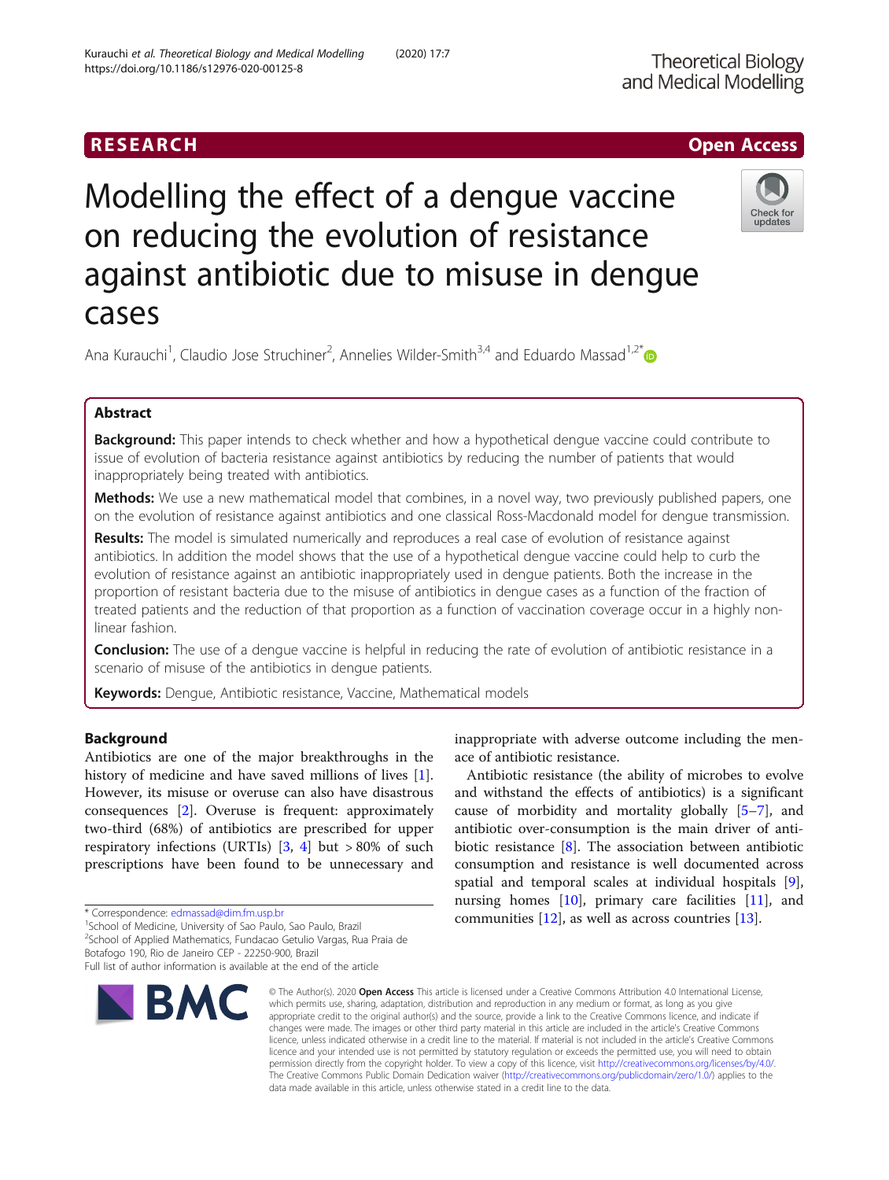RESEARCH

Open Access

# Modelling the effect of a dengue vaccine on reducing the evolution of resistance against antibiotic due to misuse in dengue cases

Ana Kurauchi[1], Claudio Jose Struchiner[2], Annelies Wilder-Smith[3,4] and Eduardo Massad[1,2*]

## Abstract

**Background:** This paper intends to check whether and how a hypothetical dengue vaccine could contribute to issue of evolution of bacteria resistance against antibiotics by reducing the number of patients that would inappropriately being treated with antibiotics.

**Methods:** We use a new mathematical model that combines, in a novel way, two previously published papers, one on the evolution of resistance against antibiotics and one classical Ross-Macdonald model for dengue transmission.

**Results:** The model is simulated numerically and reproduces a real case of evolution of resistance against antibiotics. In addition the model shows that the use of a hypothetical dengue vaccine could help to curb the evolution of resistance against an antibiotic inappropriately used in dengue patients. Both the increase in the proportion of resistant bacteria due to the misuse of antibiotics in dengue cases as a function of the fraction of treated patients and the reduction of that proportion as a function of vaccination coverage occur in a highly non-linear fashion.

**Conclusion:** The use of a dengue vaccine is helpful in reducing the rate of evolution of antibiotic resistance in a scenario of misuse of the antibiotics in dengue patients.

**Keywords:** Dengue, Antibiotic resistance, Vaccine, Mathematical models

## Background

Antibiotics are one of the major breakthroughs in the history of medicine and have saved millions of lives [1]. However, its misuse or overuse can also have disastrous consequences [2]. Overuse is frequent: approximately two-third (68%) of antibiotics are prescribed for upper respiratory infections (URTIs) [3, 4] but > 80% of such prescriptions have been found to be unnecessary and inappropriate with adverse outcome including the menace of antibiotic resistance.

Antibiotic resistance (the ability of microbes to evolve and withstand the effects of antibiotics) is a significant cause of morbidity and mortality globally [5–7], and antibiotic over-consumption is the main driver of antibiotic resistance [8]. The association between antibiotic consumption and resistance is well documented across spatial and temporal scales at individual hospitals [9], nursing homes [10], primary care facilities [11], and communities [12], as well as across countries [13].

\* Correspondence: edmassad@dim.fm.usp.br

[1]School of Medicine, University of Sao Paulo, Sao Paulo, Brazil

[2]School of Applied Mathematics, Fundacao Getulio Vargas, Rua Praia de Botafogo 190, Rio de Janeiro CEP - 22250-900, Brazil

Full list of author information is available at the end of the article

© The Author(s). 2020 **Open Access** This article is licensed under a Creative Commons Attribution 4.0 International License, which permits use, sharing, adaptation, distribution and reproduction in any medium or format, as long as you give appropriate credit to the original author(s) and the source, provide a link to the Creative Commons licence, and indicate if changes were made. The images or other third party material in this article are included in the article's Creative Commons licence, unless indicated otherwise in a credit line to the material. If material is not included in the article's Creative Commons licence and your intended use is not permitted by statutory regulation or exceeds the permitted use, you will need to obtain permission directly from the copyright holder. To view a copy of this licence, visit http://creativecommons.org/licenses/by/4.0/. The Creative Commons Public Domain Dedication waiver (http://creativecommons.org/publicdomain/zero/1.0/) applies to the data made available in this article, unless otherwise stated in a credit line to the data.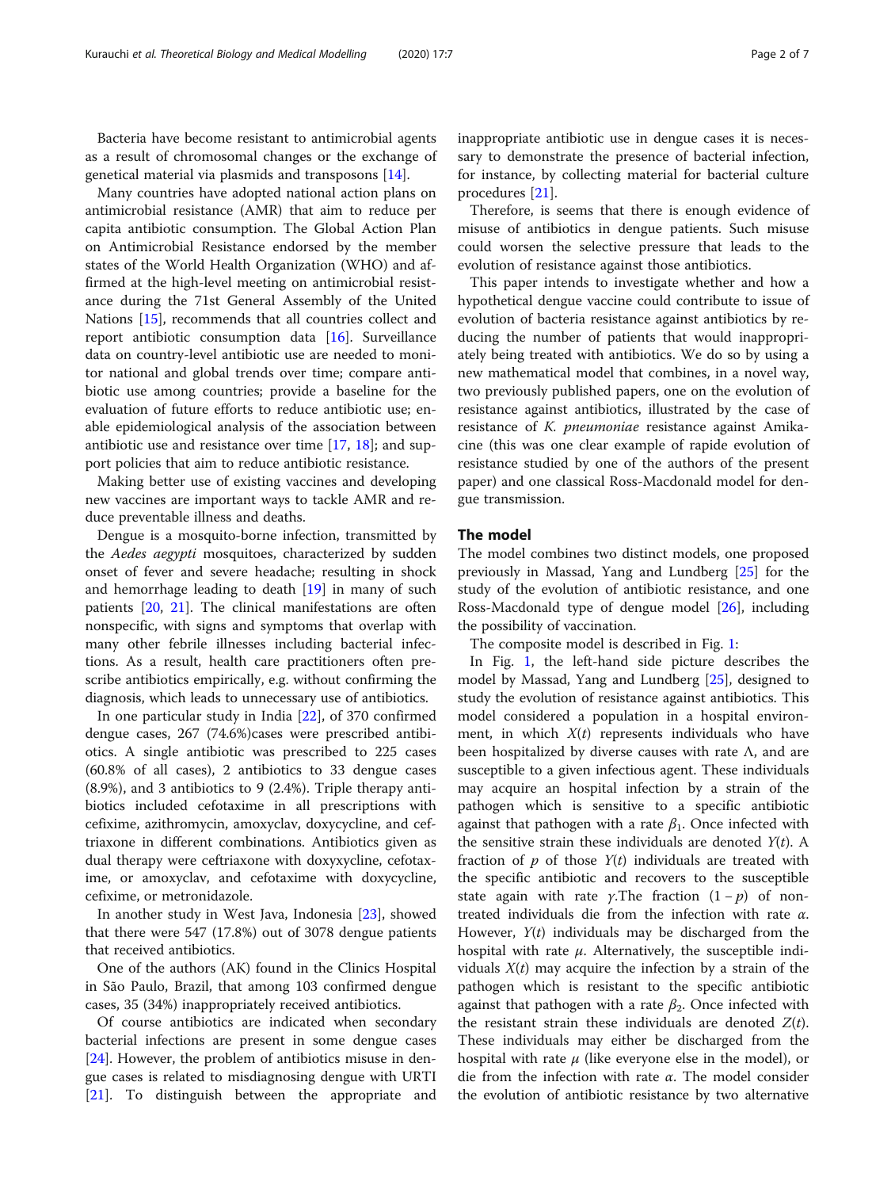Bacteria have become resistant to antimicrobial agents as a result of chromosomal changes or the exchange of genetical material via plasmids and transposons [14].

Many countries have adopted national action plans on antimicrobial resistance (AMR) that aim to reduce per capita antibiotic consumption. The Global Action Plan on Antimicrobial Resistance endorsed by the member states of the World Health Organization (WHO) and affirmed at the high-level meeting on antimicrobial resistance during the 71st General Assembly of the United Nations [15], recommends that all countries collect and report antibiotic consumption data [16]. Surveillance data on country-level antibiotic use are needed to monitor national and global trends over time; compare antibiotic use among countries; provide a baseline for the evaluation of future efforts to reduce antibiotic use; enable epidemiological analysis of the association between antibiotic use and resistance over time [17, 18]; and support policies that aim to reduce antibiotic resistance.

Making better use of existing vaccines and developing new vaccines are important ways to tackle AMR and reduce preventable illness and deaths.

Dengue is a mosquito-borne infection, transmitted by the *Aedes aegypti* mosquitoes, characterized by sudden onset of fever and severe headache; resulting in shock and hemorrhage leading to death [19] in many of such patients [20, 21]. The clinical manifestations are often nonspecific, with signs and symptoms that overlap with many other febrile illnesses including bacterial infections. As a result, health care practitioners often prescribe antibiotics empirically, e.g. without confirming the diagnosis, which leads to unnecessary use of antibiotics.

In one particular study in India [22], of 370 confirmed dengue cases, 267 (74.6%)cases were prescribed antibiotics. A single antibiotic was prescribed to 225 cases (60.8% of all cases), 2 antibiotics to 33 dengue cases (8.9%), and 3 antibiotics to 9 (2.4%). Triple therapy antibiotics included cefotaxime in all prescriptions with cefixime, azithromycin, amoxyclav, doxycycline, and ceftriaxone in different combinations. Antibiotics given as dual therapy were ceftriaxone with doxyxycline, cefotaxime, or amoxyclav, and cefotaxime with doxycycline, cefixime, or metronidazole.

In another study in West Java, Indonesia [23], showed that there were 547 (17.8%) out of 3078 dengue patients that received antibiotics.

One of the authors (AK) found in the Clinics Hospital in São Paulo, Brazil, that among 103 confirmed dengue cases, 35 (34%) inappropriately received antibiotics.

Of course antibiotics are indicated when secondary bacterial infections are present in some dengue cases [24]. However, the problem of antibiotics misuse in dengue cases is related to misdiagnosing dengue with URTI [21]. To distinguish between the appropriate and inappropriate antibiotic use in dengue cases it is necessary to demonstrate the presence of bacterial infection, for instance, by collecting material for bacterial culture procedures [21].

Therefore, is seems that there is enough evidence of misuse of antibiotics in dengue patients. Such misuse could worsen the selective pressure that leads to the evolution of resistance against those antibiotics.

This paper intends to investigate whether and how a hypothetical dengue vaccine could contribute to issue of evolution of bacteria resistance against antibiotics by reducing the number of patients that would inappropriately being treated with antibiotics. We do so by using a new mathematical model that combines, in a novel way, two previously published papers, one on the evolution of resistance against antibiotics, illustrated by the case of resistance of *K. pneumoniae* resistance against Amikacine (this was one clear example of rapide evolution of resistance studied by one of the authors of the present paper) and one classical Ross-Macdonald model for dengue transmission.

## The model

The model combines two distinct models, one proposed previously in Massad, Yang and Lundberg [25] for the study of the evolution of antibiotic resistance, and one Ross-Macdonald type of dengue model [26], including the possibility of vaccination.

The composite model is described in Fig. 1:

In Fig. 1, the left-hand side picture describes the model by Massad, Yang and Lundberg [25], designed to study the evolution of resistance against antibiotics. This model considered a population in a hospital environment, in which $X(t)$ represents individuals who have been hospitalized by diverse causes with rate $\Lambda$, and are susceptible to a given infectious agent. These individuals may acquire an hospital infection by a strain of the pathogen which is sensitive to a specific antibiotic against that pathogen with a rate $\beta_1$. Once infected with the sensitive strain these individuals are denoted $Y(t)$. A fraction of $p$ of those $Y(t)$ individuals are treated with the specific antibiotic and recovers to the susceptible state again with rate $\gamma$.The fraction $(1 - p)$ of non-treated individuals die from the infection with rate $\alpha$. However, $Y(t)$ individuals may be discharged from the hospital with rate $\mu$. Alternatively, the susceptible individuals $X(t)$ may acquire the infection by a strain of the pathogen which is resistant to the specific antibiotic against that pathogen with a rate $\beta_2$. Once infected with the resistant strain these individuals are denoted $Z(t)$. These individuals may either be discharged from the hospital with rate $\mu$ (like everyone else in the model), or die from the infection with rate $\alpha$. The model consider the evolution of antibiotic resistance by two alternative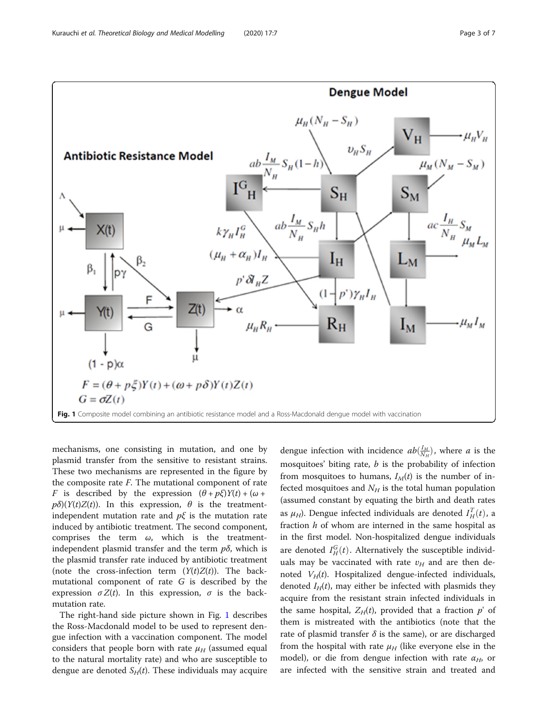Fig. 1 Composite model combining an antibiotic resistance model and a Ross-Macdonald dengue model with vaccination

mechanisms, one consisting in mutation, and one by plasmid transfer from the sensitive to resistant strains. These two mechanisms are represented in the figure by the composite rate $F$. The mutational component of rate $F$ is described by the expression $(\theta + p\xi)Y(t) + (\omega + p\delta)(Y(t)Z(t))$. In this expression, $\theta$ is the treatment-independent mutation rate and $p\xi$ is the mutation rate induced by antibiotic treatment. The second component, comprises the term $\omega$, which is the treatment-independent plasmid transfer and the term $p\delta$, which is the plasmid transfer rate induced by antibiotic treatment (note the cross-infection term $(Y(t)Z(t))$. The back-mutational component of rate $G$ is described by the expression $\sigma Z(t)$. In this expression, $\sigma$ is the back-mutation rate.

The right-hand side picture shown in Fig. 1 describes the Ross-Macdonald model to be used to represent dengue infection with a vaccination component. The model considers that people born with rate $\mu_H$ (assumed equal to the natural mortality rate) and who are susceptible to dengue are denoted $S_H(t)$. These individuals may acquire dengue infection with incidence $ab(\frac{I_M}{N_H})$, where $a$ is the mosquitoes' biting rate, $b$ is the probability of infection from mosquitoes to humans, $I_M(t)$ is the number of infected mosquitoes and $N_H$ is the total human population (assumed constant by equating the birth and death rates as $\mu_H$). Dengue infected individuals are denoted $I_H^T(t)$, a fraction $h$ of whom are interned in the same hospital as in the first model. Non-hospitalized dengue individuals are denoted $I_H^G(t)$. Alternatively the susceptible individuals may be vaccinated with rate $\upsilon_H$ and are then denoted $V_H(t)$. Hospitalized dengue-infected individuals, denoted $I_H(t)$, may either be infected with plasmids they acquire from the resistant strain infected individuals in the same hospital, $Z_H(t)$, provided that a fraction $p'$ of them is mistreated with the antibiotics (note that the rate of plasmid transfer $\delta$ is the same), or are discharged from the hospital with rate $\mu_H$ (like everyone else in the model), or die from dengue infection with rate $\alpha_H$, or are infected with the sensitive strain and treated and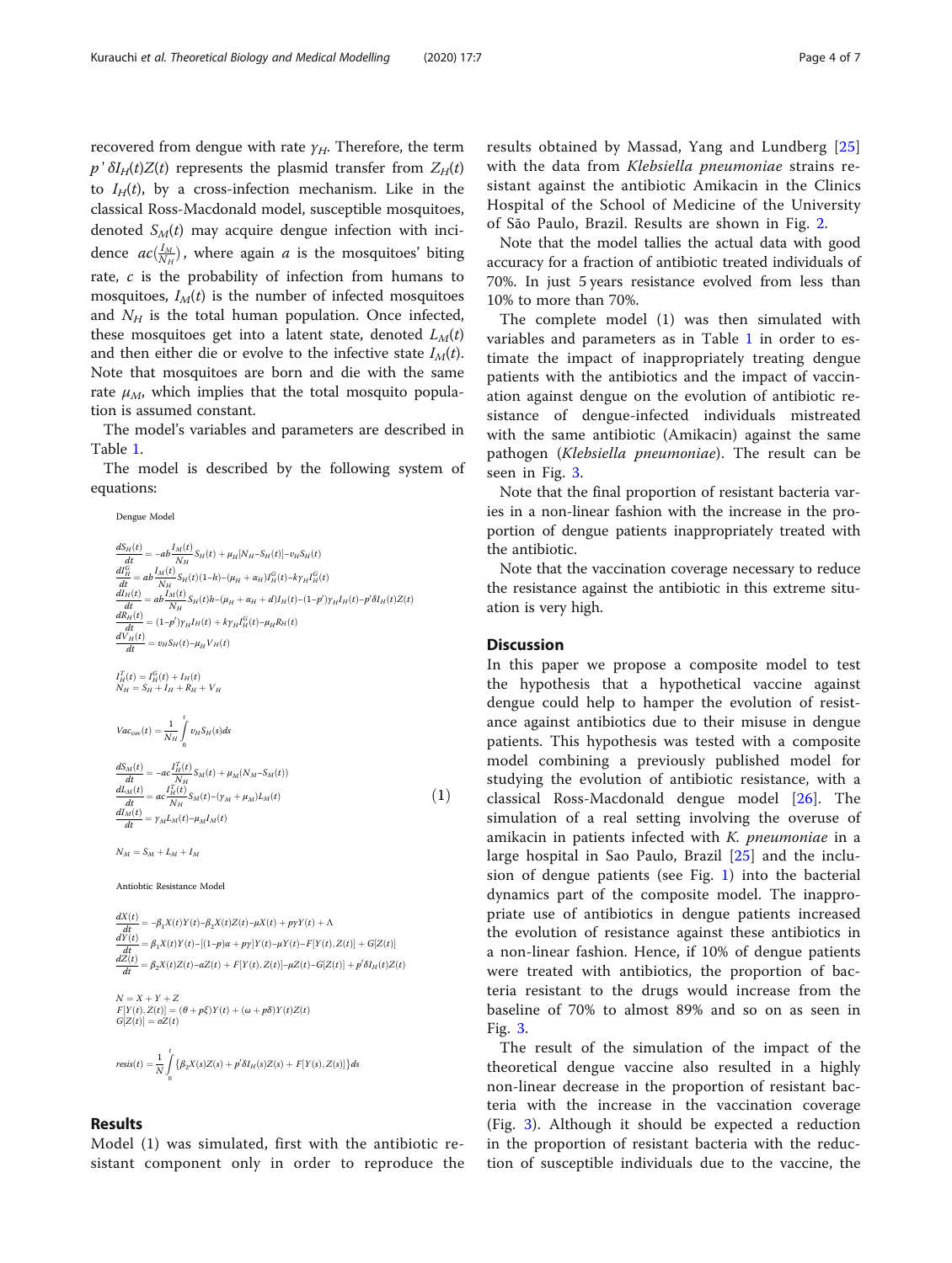recovered from dengue with rate $\gamma_H$. Therefore, the term $p'\delta I_H(t)Z(t)$ represents the plasmid transfer from $Z_H(t)$ to $I_H(t)$, by a cross-infection mechanism. Like in the classical Ross-Macdonald model, susceptible mosquitoes, denoted $S_M(t)$ may acquire dengue infection with incidence $ac(\frac{I_M}{N_H})$, where again $a$ is the mosquitoes' biting rate, $c$ is the probability of infection from humans to mosquitoes, $I_M(t)$ is the number of infected mosquitoes and $N_H$ is the total human population. Once infected, these mosquitoes get into a latent state, denoted $L_M(t)$ and then either die or evolve to the infective state $I_M(t)$. Note that mosquitoes are born and die with the same rate $\mu_M$, which implies that the total mosquito population is assumed constant.

The model's variables and parameters are described in Table 1.

The model is described by the following system of equations:

Dengue Model

$$
\begin{aligned}
\frac{dS_H(t)}{dt} &= -ab\frac{I_M(t)}{N_H}S_H(t) + \mu_H[N_H - S_H(t)] - v_H S_H(t)\\
\frac{dI_H^G}{dt} &= ab\frac{I_M(t)}{N_H}S_H(t)(1-h) - (\mu_H + \alpha_H)I_H^G(t) - k\gamma_H I_H^G(t)\\
\frac{dI_H(t)}{dt} &= ab\frac{I_M(t)}{N_H}S_H(t)h - (\mu_H + \alpha_H + d)I_H(t) - (1-p')\gamma_H I_H(t) - p'\delta I_H(t)Z(t)\\
\frac{dR_H(t)}{dt} &= (1-p')\gamma_H I_H(t) + k\gamma_H I_H^G(t) - \mu_H R_H(t)\\
\frac{dV_H(t)}{dt} &= v_H S_H(t) - \mu_H V_H(t)
\end{aligned}
$$

$$
\begin{aligned}
I_H^T(t) &= I_H^G(t) + I_H(t)\\
N_H &= S_H + I_H + R_H + V_H
\end{aligned}
$$

$$
Vac_{cov}(t) = \frac{1}{N_H}\int_0^t v_H S_H(s)ds
$$

$$
\begin{aligned}
\frac{dS_M(t)}{dt} &= -ac\frac{I_H^T(t)}{N_H}S_M(t) + \mu_M(N_M - S_M(t))\\
\frac{dL_M(t)}{dt} &= ac\frac{I_H^T(t)}{N_H}S_M(t) - (\gamma_M + \mu_M)L_M(t) \qquad (1)\\
\frac{dI_M(t)}{dt} &= \gamma_M L_M(t) - \mu_M I_M(t)
\end{aligned}
$$

$$
N_M = S_M + L_M + I_M
$$

Antiobtic Resistance Model

$$
\begin{aligned}
\frac{dX(t)}{dt} &= -\beta_1 X(t)Y(t) - \beta_2 X(t)Z(t) - \mu X(t) + p\gamma Y(t) + \Lambda\\
\frac{dY(t)}{dt} &= \beta_1 X(t)Y(t) - [(1-p)\alpha + p\gamma]Y(t) - \mu Y(t) - F[Y(t), Z(t)] + G[Z(t)]\\
\frac{dZ(t)}{dt} &= \beta_2 X(t)Z(t) - \alpha Z(t) + F[Y(t), Z(t)] - \mu Z(t) - G[Z(t)] + p'\delta I_H(t)Z(t)
\end{aligned}
$$

$$
\begin{aligned}
N &= X + Y + Z\\
F[Y(t), Z(t)] &= (\theta + p\xi)Y(t) + (\omega + p\delta)Y(t)Z(t)\\
G[Z(t)] &= \sigma Z(t)
\end{aligned}
$$

$$
resis(t) = \frac{1}{N}\int_0^t \{\beta_2 X(s)Z(s) + p'\delta I_H(s)Z(s) + F[Y(s), Z(s)]\}ds
$$

## Results

Model (1) was simulated, first with the antibiotic resistant component only in order to reproduce the results obtained by Massad, Yang and Lundberg [25] with the data from *Klebsiella pneumoniae* strains resistant against the antibiotic Amikacin in the Clinics Hospital of the School of Medicine of the University of São Paulo, Brazil. Results are shown in Fig. 2.

Note that the model tallies the actual data with good accuracy for a fraction of antibiotic treated individuals of 70%. In just 5 years resistance evolved from less than 10% to more than 70%.

The complete model (1) was then simulated with variables and parameters as in Table 1 in order to estimate the impact of inappropriately treating dengue patients with the antibiotics and the impact of vaccination against dengue on the evolution of antibiotic resistance of dengue-infected individuals mistreated with the same antibiotic (Amikacin) against the same pathogen (*Klebsiella pneumoniae*). The result can be seen in Fig. 3.

Note that the final proportion of resistant bacteria varies in a non-linear fashion with the increase in the proportion of dengue patients inappropriately treated with the antibiotic.

Note that the vaccination coverage necessary to reduce the resistance against the antibiotic in this extreme situation is very high.

## Discussion

In this paper we propose a composite model to test the hypothesis that a hypothetical vaccine against dengue could help to hamper the evolution of resistance against antibiotics due to their misuse in dengue patients. This hypothesis was tested with a composite model combining a previously published model for studying the evolution of antibiotic resistance, with a classical Ross-Macdonald dengue model [26]. The simulation of a real setting involving the overuse of amikacin in patients infected with *K. pneumoniae* in a large hospital in Sao Paulo, Brazil [25] and the inclusion of dengue patients (see Fig. 1) into the bacterial dynamics part of the composite model. The inappropriate use of antibiotics in dengue patients increased the evolution of resistance against these antibiotics in a non-linear fashion. Hence, if 10% of dengue patients were treated with antibiotics, the proportion of bacteria resistant to the drugs would increase from the baseline of 70% to almost 89% and so on as seen in Fig. 3.

The result of the simulation of the impact of the theoretical dengue vaccine also resulted in a highly non-linear decrease in the proportion of resistant bacteria with the increase in the vaccination coverage (Fig. 3). Although it should be expected a reduction in the proportion of resistant bacteria with the reduction of susceptible individuals due to the vaccine, the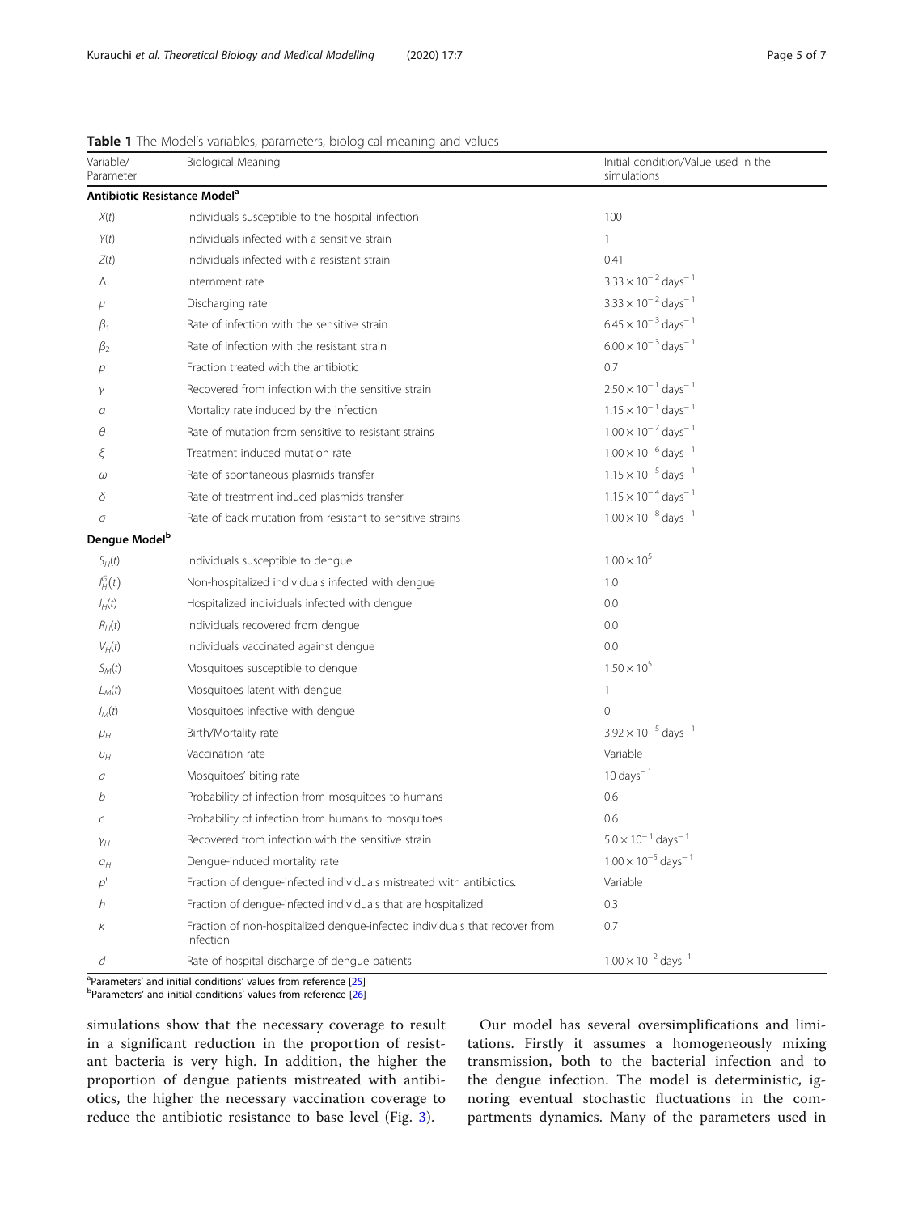**Table 1** The Model's variables, parameters, biological meaning and values

| Variable/ Parameter | Biological Meaning | Initial condition/Value used in the simulations |
|---|---|---|
| **Antibiotic Resistance Model**[a] | | |
| $X(t)$ | Individuals susceptible to the hospital infection | 100 |
| $Y(t)$ | Individuals infected with a sensitive strain | 1 |
| $Z(t)$ | Individuals infected with a resistant strain | 0.41 |
| $\Lambda$ | Internment rate | $3.33 \times 10^{-2}$ days$^{-1}$ |
| $\mu$ | Discharging rate | $3.33 \times 10^{-2}$ days$^{-1}$ |
| $\beta_1$ | Rate of infection with the sensitive strain | $6.45 \times 10^{-3}$ days$^{-1}$ |
| $\beta_2$ | Rate of infection with the resistant strain | $6.00 \times 10^{-3}$ days$^{-1}$ |
| $p$ | Fraction treated with the antibiotic | 0.7 |
| $\gamma$ | Recovered from infection with the sensitive strain | $2.50 \times 10^{-1}$ days$^{-1}$ |
| $\alpha$ | Mortality rate induced by the infection | $1.15 \times 10^{-1}$ days$^{-1}$ |
| $\theta$ | Rate of mutation from sensitive to resistant strains | $1.00 \times 10^{-7}$ days$^{-1}$ |
| $\xi$ | Treatment induced mutation rate | $1.00 \times 10^{-6}$ days$^{-1}$ |
| $\omega$ | Rate of spontaneous plasmids transfer | $1.15 \times 10^{-5}$ days$^{-1}$ |
| $\delta$ | Rate of treatment induced plasmids transfer | $1.15 \times 10^{-4}$ days$^{-1}$ |
| $\sigma$ | Rate of back mutation from resistant to sensitive strains | $1.00 \times 10^{-8}$ days$^{-1}$ |
| **Dengue Model**[b] | | |
| $S_H(t)$ | Individuals susceptible to dengue | $1.00 \times 10^{5}$ |
| $I_H^C(t)$ | Non-hospitalized individuals infected with dengue | 1.0 |
| $I_H(t)$ | Hospitalized individuals infected with dengue | 0.0 |
| $R_H(t)$ | Individuals recovered from dengue | 0.0 |
| $V_H(t)$ | Individuals vaccinated against dengue | 0.0 |
| $S_M(t)$ | Mosquitoes susceptible to dengue | $1.50 \times 10^{5}$ |
| $L_M(t)$ | Mosquitoes latent with dengue | 1 |
| $I_M(t)$ | Mosquitoes infective with dengue | 0 |
| $\mu_H$ | Birth/Mortality rate | $3.92 \times 10^{-5}$ days$^{-1}$ |
| $\upsilon_H$ | Vaccination rate | Variable |
| $a$ | Mosquitoes' biting rate | 10 days$^{-1}$ |
| $b$ | Probability of infection from mosquitoes to humans | 0.6 |
| $c$ | Probability of infection from humans to mosquitoes | 0.6 |
| $\gamma_H$ | Recovered from infection with the sensitive strain | $5.0 \times 10^{-1}$ days$^{-1}$ |
| $\alpha_H$ | Dengue-induced mortality rate | $1.00 \times 10^{-5}$ days$^{-1}$ |
| $p'$ | Fraction of dengue-infected individuals mistreated with antibiotics. | Variable |
| $h$ | Fraction of dengue-infected individuals that are hospitalized | 0.3 |
| $\kappa$ | Fraction of non-hospitalized dengue-infected individuals that recover from infection | 0.7 |
| $d$ | Rate of hospital discharge of dengue patients | $1.00 \times 10^{-2}$ days$^{-1}$ |

[a]Parameters' and initial conditions' values from reference [25]
[b]Parameters' and initial conditions' values from reference [26]

simulations show that the necessary coverage to result in a significant reduction in the proportion of resistant bacteria is very high. In addition, the higher the proportion of dengue patients mistreated with antibiotics, the higher the necessary vaccination coverage to reduce the antibiotic resistance to base level (Fig. 3).

Our model has several oversimplifications and limitations. Firstly it assumes a homogeneously mixing transmission, both to the bacterial infection and to the dengue infection. The model is deterministic, ignoring eventual stochastic fluctuations in the compartments dynamics. Many of the parameters used in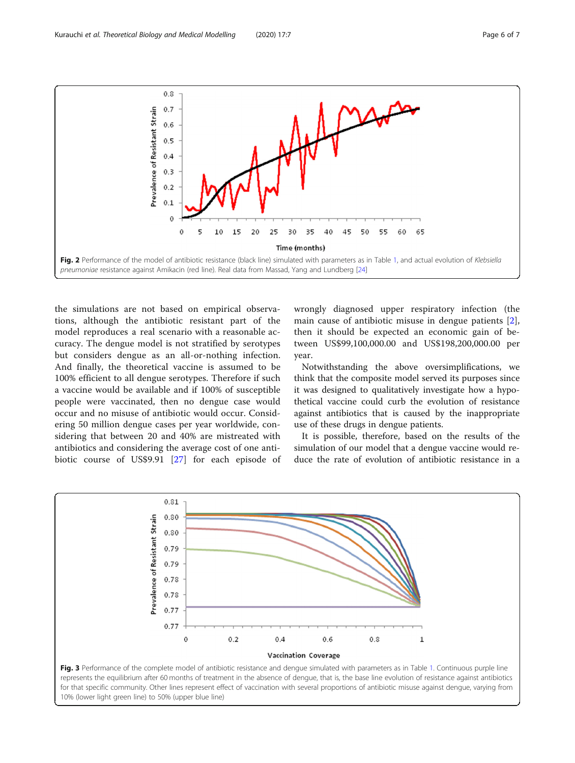Fig. 2 Performance of the model of antibiotic resistance (black line) simulated with parameters as in Table 1, and actual evolution of *Klebsiella pneumoniae* resistance against Amikacin (red line). Real data from Massad, Yang and Lundberg [24]

the simulations are not based on empirical observations, although the antibiotic resistant part of the model reproduces a real scenario with a reasonable accuracy. The dengue model is not stratified by serotypes but considers dengue as an all-or-nothing infection. And finally, the theoretical vaccine is assumed to be 100% efficient to all dengue serotypes. Therefore if such a vaccine would be available and if 100% of susceptible people were vaccinated, then no dengue case would occur and no misuse of antibiotic would occur. Considering 50 million dengue cases per year worldwide, considering that between 20 and 40% are mistreated with antibiotics and considering the average cost of one antibiotic course of US$9.91 [27] for each episode of wrongly diagnosed upper respiratory infection (the main cause of antibiotic misuse in dengue patients [2], then it should be expected an economic gain of between US$99,100,000.00 and US$198,200,000.00 per year.

Notwithstanding the above oversimplifications, we think that the composite model served its purposes since it was designed to qualitatively investigate how a hypothetical vaccine could curb the evolution of resistance against antibiotics that is caused by the inappropriate use of these drugs in dengue patients.

It is possible, therefore, based on the results of the simulation of our model that a dengue vaccine would reduce the rate of evolution of antibiotic resistance in a

Fig. 3 Performance of the complete model of antibiotic resistance and dengue simulated with parameters as in Table 1. Continuous purple line represents the equilibrium after 60 months of treatment in the absence of dengue, that is, the base line evolution of resistance against antibiotics for that specific community. Other lines represent effect of vaccination with several proportions of antibiotic misuse against dengue, varying from 10% (lower light green line) to 50% (upper blue line)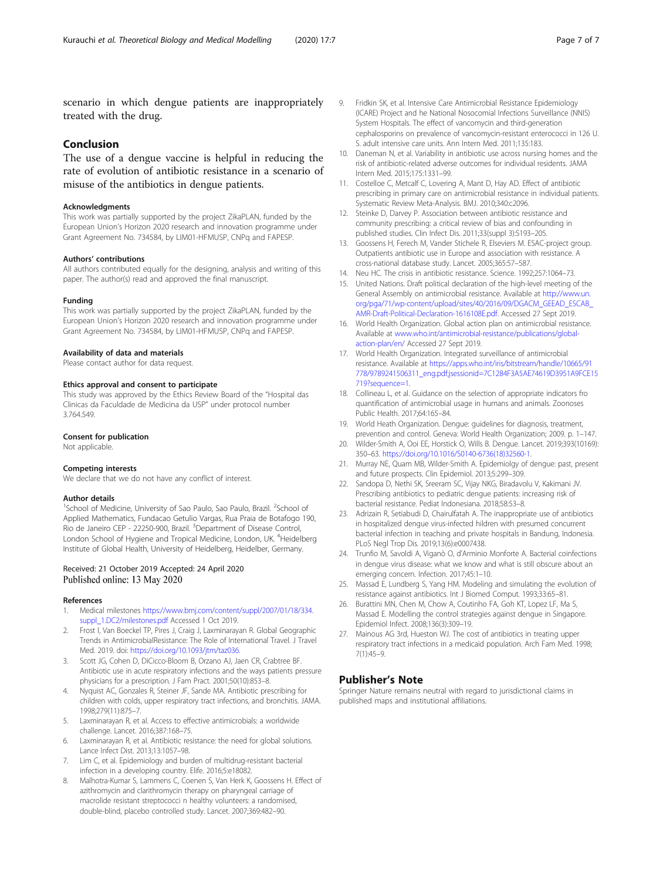scenario in which dengue patients are inappropriately treated with the drug.

## Conclusion

The use of a dengue vaccine is helpful in reducing the rate of evolution of antibiotic resistance in a scenario of misuse of the antibiotics in dengue patients.

### Acknowledgments

This work was partially supported by the project ZikaPLAN, funded by the European Union's Horizon 2020 research and innovation programme under Grant Agreement No. 734584, by LIM01-HFMUSP, CNPq and FAPESP.

### Authors' contributions

All authors contributed equally for the designing, analysis and writing of this paper. The author(s) read and approved the final manuscript.

### Funding

This work was partially supported by the project ZikaPLAN, funded by the European Union's Horizon 2020 research and innovation programme under Grant Agreement No. 734584, by LIM01-HFMUSP, CNPq and FAPESP.

### Availability of data and materials

Please contact author for data request.

### Ethics approval and consent to participate

This study was approved by the Ethics Review Board of the "Hospital das Clinicas da Faculdade de Medicina da USP" under protocol number 3.764.549.

### Consent for publication

Not applicable.

### Competing interests

We declare that we do not have any conflict of interest.

### Author details

[1]School of Medicine, University of Sao Paulo, Sao Paulo, Brazil. [2]School of Applied Mathematics, Fundacao Getulio Vargas, Rua Praia de Botafogo 190, Rio de Janeiro CEP - 22250-900, Brazil. [3]Department of Disease Control, London School of Hygiene and Tropical Medicine, London, UK. [4]Heidelberg Institute of Global Health, University of Heidelberg, Heidelber, Germany.

Received: 21 October 2019 Accepted: 24 April 2020
Published online: 13 May 2020

### References

1. Medical milestones https://www.bmj.com/content/suppl/2007/01/18/334.suppl_1.DC2/milestones.pdf Accessed 1 Oct 2019.
2. Frost I, Van Boeckel TP, Pires J, Craig J, Laxminarayan R. Global Geographic Trends in AntimicrobialResistance: The Role of International Travel. J Travel Med. 2019. doi: https://doi.org/10.1093/jtm/taz036.
3. Scott JG, Cohen D, DiCicco-Bloom B, Orzano AJ, Jaen CR, Crabtree BF. Antibiotic use in acute respiratory infections and the ways patients pressure physicians for a prescription. J Fam Pract. 2001;50(10):853–8.
4. Nyquist AC, Gonzales R, Steiner JF, Sande MA. Antibiotic prescribing for children with colds, upper respiratory tract infections, and bronchitis. JAMA. 1998;279(11):875–7.
5. Laxminarayan R, et al. Access to effective antimicrobials: a worldwide challenge. Lancet. 2016;387:168–75.
6. Laxminarayan R, et al. Antibiotic resistance: the need for global solutions. Lance Infect Dist. 2013;13:1057–98.
7. Lim C, et al. Epidemiology and burden of multidrug-resistant bacterial infection in a developing country. Elife. 2016;5:e18082.
8. Malhotra-Kumar S, Lammens C, Coenen S, Van Herk K, Goossens H. Effect of azithromycin and clarithromycin therapy on pharyngeal carriage of macrolide resistant streptococci n healthy volunteers: a randomised, double-blind, placebo controlled study. Lancet. 2007;369:482–90.
9. Fridkin SK, et al. Intensive Care Antimicrobial Resistance Epidemiology (ICARE) Project and he National Nosocomial Infections Surveillance (NNIS) System Hospitals. The effect of vancomycin and third-generation cephalosporins on prevalence of vancomycin-resistant enterococci in 126 U. S. adult intensive care units. Ann Intern Med. 2011;135:183.
10. Daneman N, et al. Variability in antibiotic use across nursing homes and the risk of antibiotic-related adverse outcomes for individual residents. JAMA Intern Med. 2015;175:1331–99.
11. Costelloe C, Metcalf C, Lovering A, Mant D, Hay AD. Effect of antibiotic prescribing in primary care on antimicrobial resistance in individual patients. Systematic Review Meta-Analysis. BMJ. 2010;340:c2096.
12. Steinke D, Darvey P. Association between antibiotic resistance and community prescribing: a critical review of bias and confounding in published studies. Clin Infect Dis. 2011;33(suppl 3):S193–205.
13. Goossens H, Ferech M, Vander Stichele R, Elseviers M. ESAC-project group. Outpatients antibiotic use in Europe and association with resistance. A cross-national database study. Lancet. 2005;365:57–587.
14. Neu HC. The crisis in antibiotic resistance. Science. 1992;257:1064–73.
15. United Nations. Draft political declaration of the high-level meeting of the General Assembly on antimicrobial resistance. Available at http://www.un.org/pga/71/wp-content/upload/sites/40/2016/09/DGACM_GEEAD_ESCAB_AMR-Draft-Political-Declaration-1616108E.pdf. Accessed 27 Sept 2019.
16. World Health Organization. Global action plan on antimicrobial resistance. Available at www.who.int/antimicrobial-resistance/publications/global-action-plan/en/ Accessed 27 Sept 2019.
17. World Health Organization. Integrated surveillance of antimicrobial resistance. Available at https://apps.who.int/iris/bitstream/handle/10665/91778/9789241506311_eng.pdf;jsessionid=7C1284F3A5AE74619D3951A9FCE15719?sequence=1.
18. Collineau L, et al. Guidance on the selection of appropriate indicators fro quantification of antimicrobial usage in humans and animals. Zoonoses Public Health. 2017;64:165–84.
19. World Heath Organization. Dengue: guidelines for diagnosis, treatment, prevention and control. Geneva: World Health Organization; 2009. p. 1–147.
20. Wilder-Smith A, Ooi EE, Horstick O, Wills B. Dengue. Lancet. 2019;393(10169):350–63. https://doi.org/10.1016/S0140-6736(18)32560-1.
21. Murray NE, Quam MB, Wilder-Smith A. Epidemiolgy of dengue: past, present and future prospects. Clin Epidemiol. 2013;5:299–309.
22. Sandopa D, Nethi SK, Sreeram SC, Vijay NKG, Biradavolu V, Kakimani JV. Prescribing antibiotics to pediatric dengue patients: increasing risk of bacterial resistance. Pediat Indonesiana. 2018;58:53–8.
23. Adrizain R, Setiabudi D, Chairulfatah A. The inappropriate use of antibiotics in hospitalized dengue virus-infected hildren with presumed concurrent bacterial infection in teaching and private hospitals in Bandung, Indonesia. PLoS Negl Trop Dis. 2019;13(6):e0007438.
24. Trunfio M, Savoldi A, Viganò O, d'Arminio Monforte A. Bacterial coinfections in dengue virus disease: what we know and what is still obscure about an emerging concern. Infection. 2017;45:1–10.
25. Massad E, Lundberg S, Yang HM. Modeling and simulating the evolution of resistance against antibiotics. Int J Biomed Comput. 1993;33:65–81.
26. Burattini MN, Chen M, Chow A, Coutinho FA, Goh KT, Lopez LF, Ma S, Massad E. Modelling the control strategies against dengue in Singapore. Epidemiol Infect. 2008;136(3):309–19.
27. Mainous AG 3rd, Hueston WJ. The cost of antibiotics in treating upper respiratory tract infections in a medicaid population. Arch Fam Med. 1998;7(1):45–9.

## Publisher's Note

Springer Nature remains neutral with regard to jurisdictional claims in published maps and institutional affiliations.